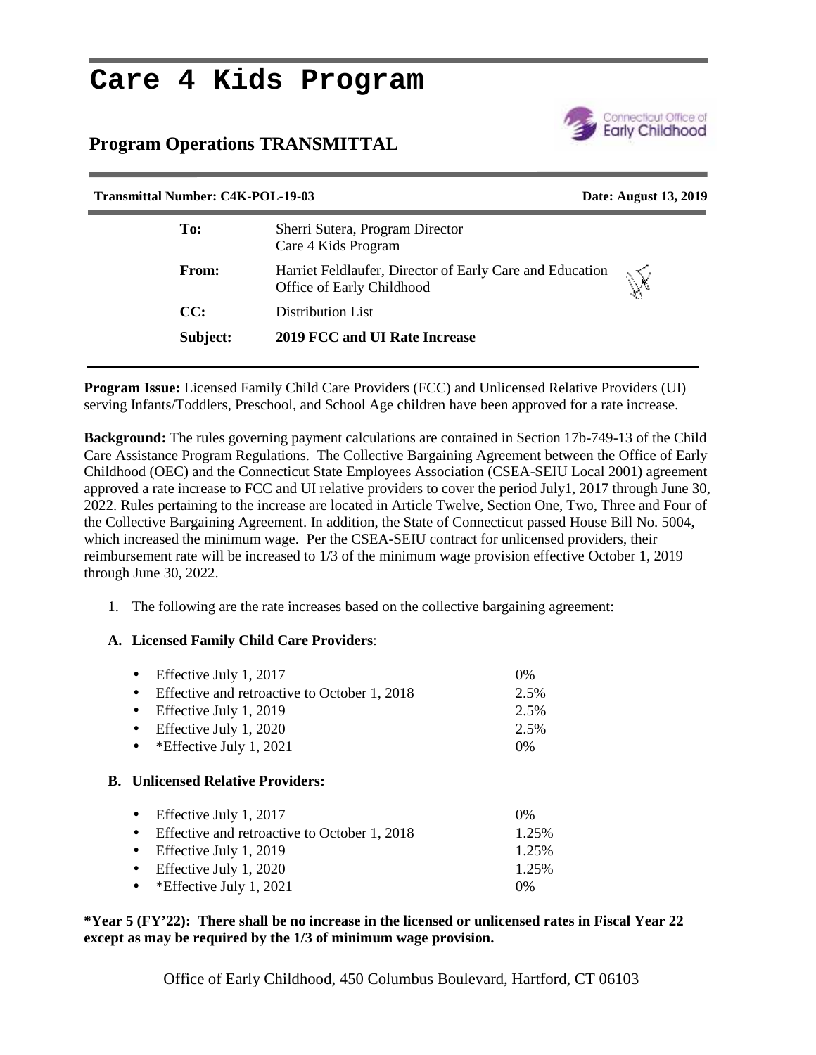# Care 4 Kids Program

## Program Operations TRANSMITTAL

**Transmittal Number: C4K-POL-19-03** **Date: August 13, 2019**

| | |
|---|---|
| **To:** | Sherri Sutera, Program Director<br>Care 4 Kids Program |
| **From:** | Harriet Feldlaufer, Director of Early Care and Education<br>Office of Early Childhood |
| **CC:** | Distribution List |
| **Subject:** | **2019 FCC and UI Rate Increase** |

**Program Issue:** Licensed Family Child Care Providers (FCC) and Unlicensed Relative Providers (UI) serving Infants/Toddlers, Preschool, and School Age children have been approved for a rate increase.

**Background:** The rules governing payment calculations are contained in Section 17b-749-13 of the Child Care Assistance Program Regulations. The Collective Bargaining Agreement between the Office of Early Childhood (OEC) and the Connecticut State Employees Association (CSEA-SEIU Local 2001) agreement approved a rate increase to FCC and UI relative providers to cover the period July1, 2017 through June 30, 2022. Rules pertaining to the increase are located in Article Twelve, Section One, Two, Three and Four of the Collective Bargaining Agreement. In addition, the State of Connecticut passed House Bill No. 5004, which increased the minimum wage. Per the CSEA-SEIU contract for unlicensed providers, their reimbursement rate will be increased to 1/3 of the minimum wage provision effective October 1, 2019 through June 30, 2022.

1. The following are the rate increases based on the collective bargaining agreement:

**A. Licensed Family Child Care Providers**:

| | |
|---|---|
| Effective July 1, 2017 | 0% |
| Effective and retroactive to October 1, 2018 | 2.5% |
| Effective July 1, 2019 | 2.5% |
| Effective July 1, 2020 | 2.5% |
| *Effective July 1, 2021 | 0% |

**B. Unlicensed Relative Providers:**

| | |
|---|---|
| Effective July 1, 2017 | 0% |
| Effective and retroactive to October 1, 2018 | 1.25% |
| Effective July 1, 2019 | 1.25% |
| Effective July 1, 2020 | 1.25% |
| *Effective July 1, 2021 | 0% |

**\*Year 5 (FY'22): There shall be no increase in the licensed or unlicensed rates in Fiscal Year 22 except as may be required by the 1/3 of minimum wage provision.**

Office of Early Childhood, 450 Columbus Boulevard, Hartford, CT 06103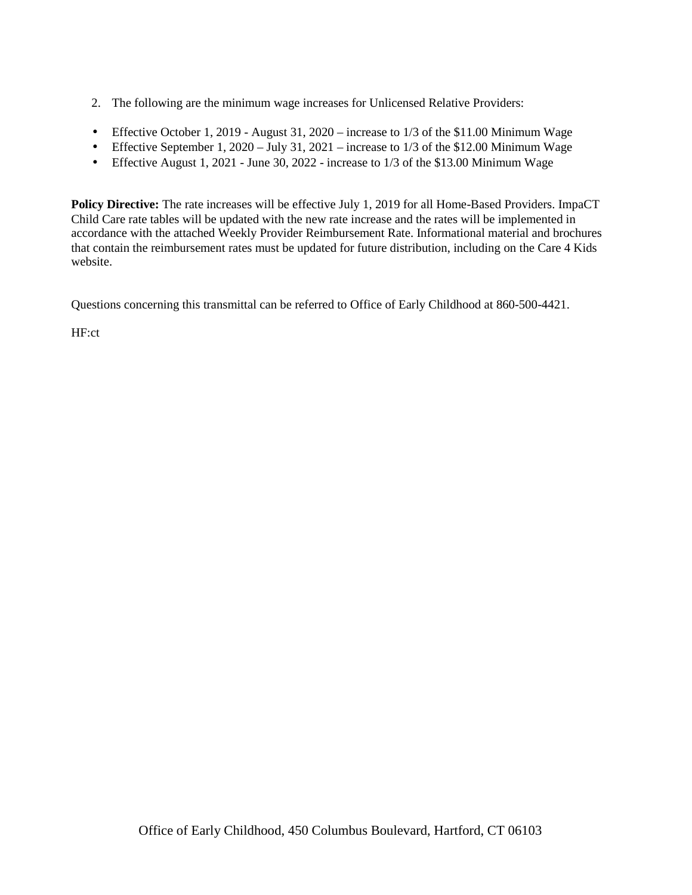2. The following are the minimum wage increases for Unlicensed Relative Providers:

- Effective October 1, 2019 - August 31, 2020 – increase to 1/3 of the $11.00 Minimum Wage
- Effective September 1, 2020 – July 31, 2021 – increase to 1/3 of the $12.00 Minimum Wage
- Effective August 1, 2021 - June 30, 2022 - increase to 1/3 of the $13.00 Minimum Wage

**Policy Directive:** The rate increases will be effective July 1, 2019 for all Home-Based Providers. ImpaCT Child Care rate tables will be updated with the new rate increase and the rates will be implemented in accordance with the attached Weekly Provider Reimbursement Rate. Informational material and brochures that contain the reimbursement rates must be updated for future distribution, including on the Care 4 Kids website.

Questions concerning this transmittal can be referred to Office of Early Childhood at 860-500-4421.

HF:ct

Office of Early Childhood, 450 Columbus Boulevard, Hartford, CT 06103